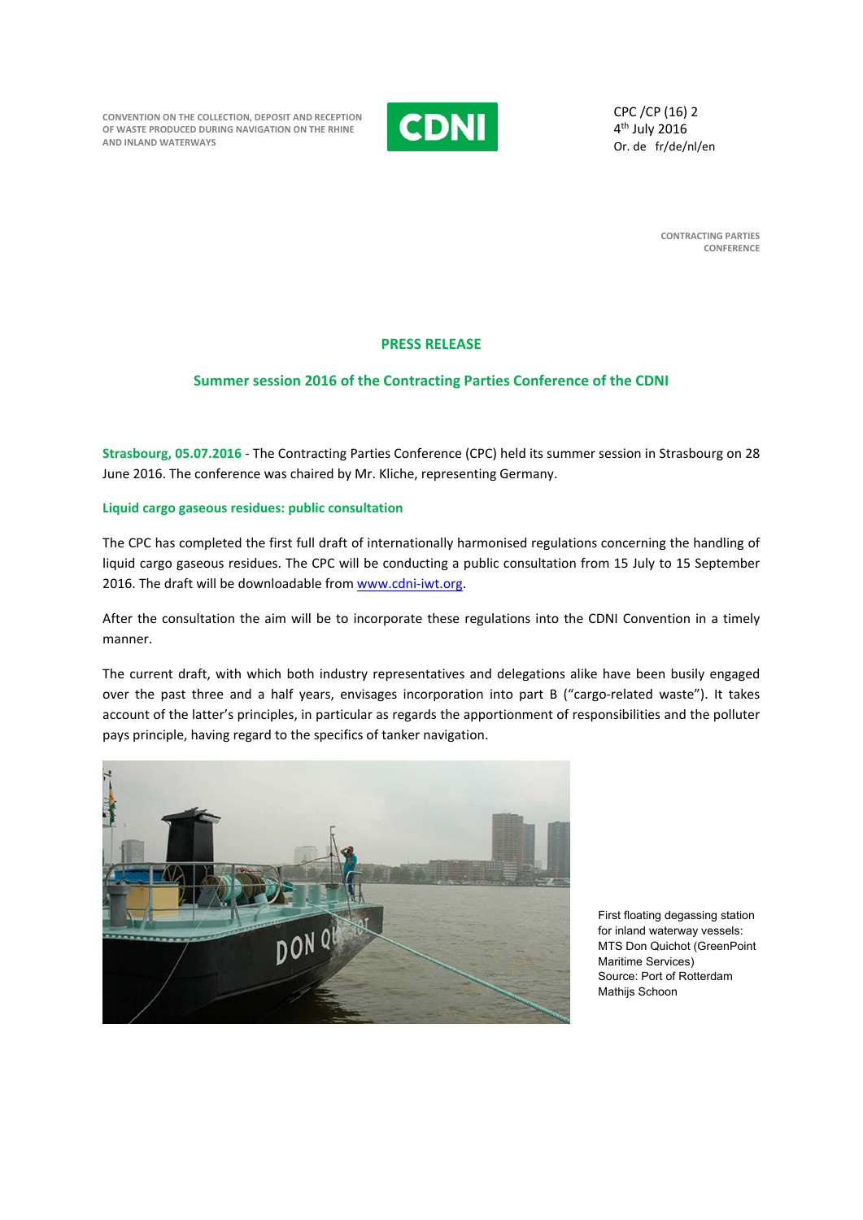CONVENTION ON THE COLLECTION, DEPOSIT AND RECEPTION OF WASTE PRODUCED DURING NAVIGATION ON THE RHINE AND INLAND WATERWAYS

CDNI

CPC /CP (16) 2
4th July 2016
Or. de fr/de/nl/en

CONTRACTING PARTIES CONFERENCE

# PRESS RELEASE

## Summer session 2016 of the Contracting Parties Conference of the CDNI

**Strasbourg, 05.07.2016** - The Contracting Parties Conference (CPC) held its summer session in Strasbourg on 28 June 2016. The conference was chaired by Mr. Kliche, representing Germany.

### Liquid cargo gaseous residues: public consultation

The CPC has completed the first full draft of internationally harmonised regulations concerning the handling of liquid cargo gaseous residues. The CPC will be conducting a public consultation from 15 July to 15 September 2016. The draft will be downloadable from www.cdni-iwt.org.

After the consultation the aim will be to incorporate these regulations into the CDNI Convention in a timely manner.

The current draft, with which both industry representatives and delegations alike have been busily engaged over the past three and a half years, envisages incorporation into part B ("cargo-related waste"). It takes account of the latter's principles, in particular as regards the apportionment of responsibilities and the polluter pays principle, having regard to the specifics of tanker navigation.

First floating degassing station for inland waterway vessels: MTS Don Quichot (GreenPoint Maritime Services)
Source: Port of Rotterdam
Mathijs Schoon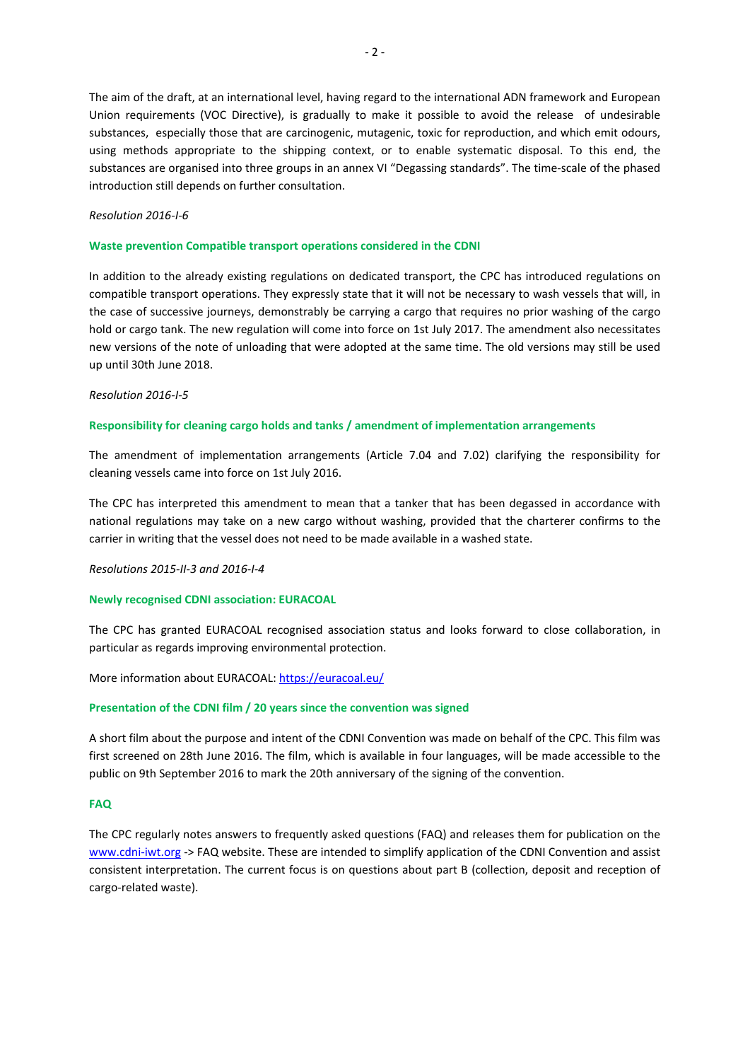The aim of the draft, at an international level, having regard to the international ADN framework and European Union requirements (VOC Directive), is gradually to make it possible to avoid the release of undesirable substances, especially those that are carcinogenic, mutagenic, toxic for reproduction, and which emit odours, using methods appropriate to the shipping context, or to enable systematic disposal. To this end, the substances are organised into three groups in an annex VI "Degassing standards". The time-scale of the phased introduction still depends on further consultation.

*Resolution 2016-I-6*

### Waste prevention Compatible transport operations considered in the CDNI

In addition to the already existing regulations on dedicated transport, the CPC has introduced regulations on compatible transport operations. They expressly state that it will not be necessary to wash vessels that will, in the case of successive journeys, demonstrably be carrying a cargo that requires no prior washing of the cargo hold or cargo tank. The new regulation will come into force on 1st July 2017. The amendment also necessitates new versions of the note of unloading that were adopted at the same time. The old versions may still be used up until 30th June 2018.

*Resolution 2016-I-5*

### Responsibility for cleaning cargo holds and tanks / amendment of implementation arrangements

The amendment of implementation arrangements (Article 7.04 and 7.02) clarifying the responsibility for cleaning vessels came into force on 1st July 2016.

The CPC has interpreted this amendment to mean that a tanker that has been degassed in accordance with national regulations may take on a new cargo without washing, provided that the charterer confirms to the carrier in writing that the vessel does not need to be made available in a washed state.

*Resolutions 2015-II-3 and 2016-I-4*

### Newly recognised CDNI association: EURACOAL

The CPC has granted EURACOAL recognised association status and looks forward to close collaboration, in particular as regards improving environmental protection.

More information about EURACOAL: https://euracoal.eu/

### Presentation of the CDNI film / 20 years since the convention was signed

A short film about the purpose and intent of the CDNI Convention was made on behalf of the CPC. This film was first screened on 28th June 2016. The film, which is available in four languages, will be made accessible to the public on 9th September 2016 to mark the 20th anniversary of the signing of the convention.

### FAQ

The CPC regularly notes answers to frequently asked questions (FAQ) and releases them for publication on the www.cdni-iwt.org -> FAQ website. These are intended to simplify application of the CDNI Convention and assist consistent interpretation. The current focus is on questions about part B (collection, deposit and reception of cargo-related waste).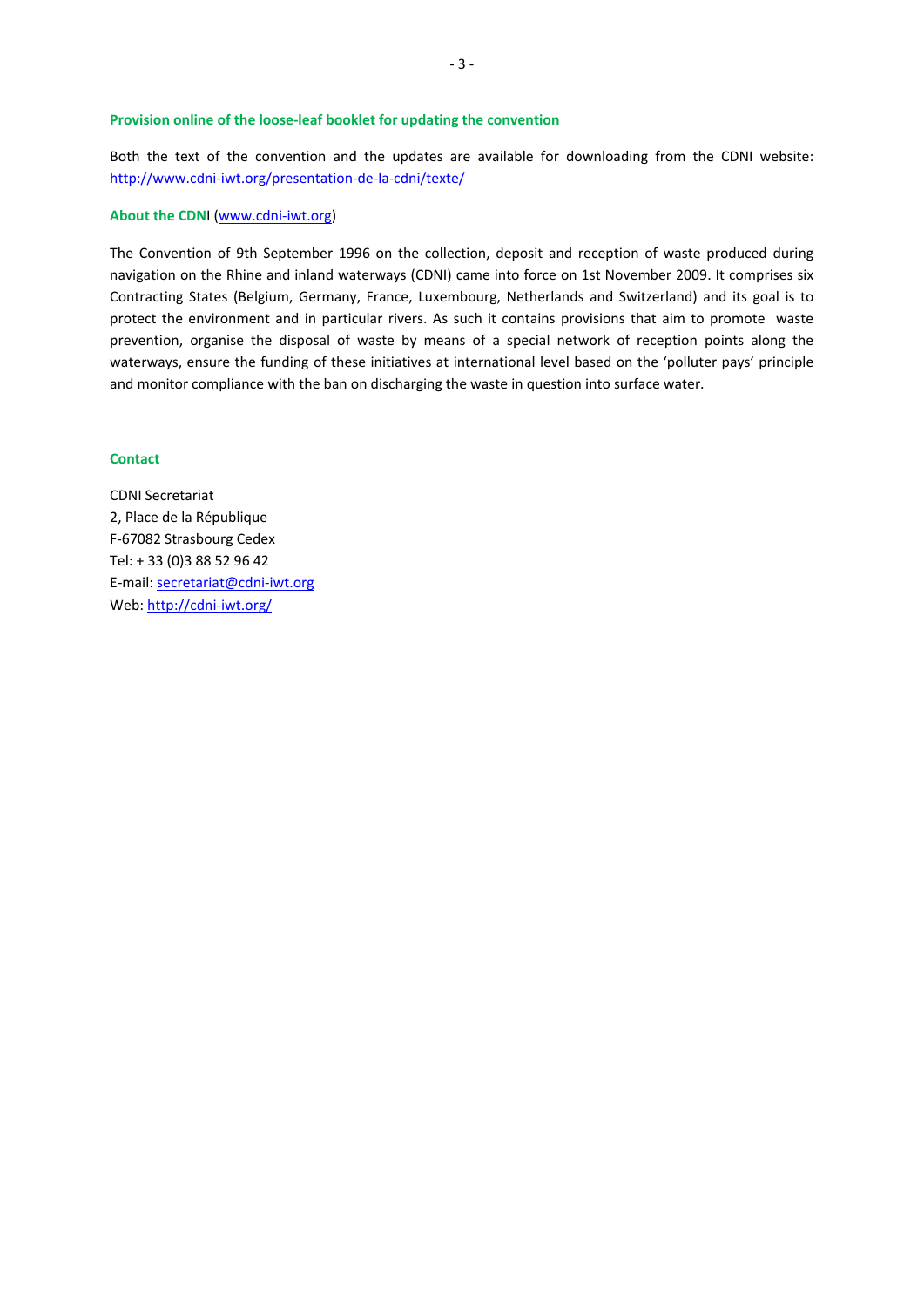### Provision online of the loose-leaf booklet for updating the convention

Both the text of the convention and the updates are available for downloading from the CDNI website: http://www.cdni-iwt.org/presentation-de-la-cdni/texte/

### About the CDNI (www.cdni-iwt.org)

The Convention of 9th September 1996 on the collection, deposit and reception of waste produced during navigation on the Rhine and inland waterways (CDNI) came into force on 1st November 2009. It comprises six Contracting States (Belgium, Germany, France, Luxembourg, Netherlands and Switzerland) and its goal is to protect the environment and in particular rivers. As such it contains provisions that aim to promote waste prevention, organise the disposal of waste by means of a special network of reception points along the waterways, ensure the funding of these initiatives at international level based on the 'polluter pays' principle and monitor compliance with the ban on discharging the waste in question into surface water.

### Contact

CDNI Secretariat
2, Place de la République
F-67082 Strasbourg Cedex
Tel: + 33 (0)3 88 52 96 42
E-mail: secretariat@cdni-iwt.org
Web: http://cdni-iwt.org/